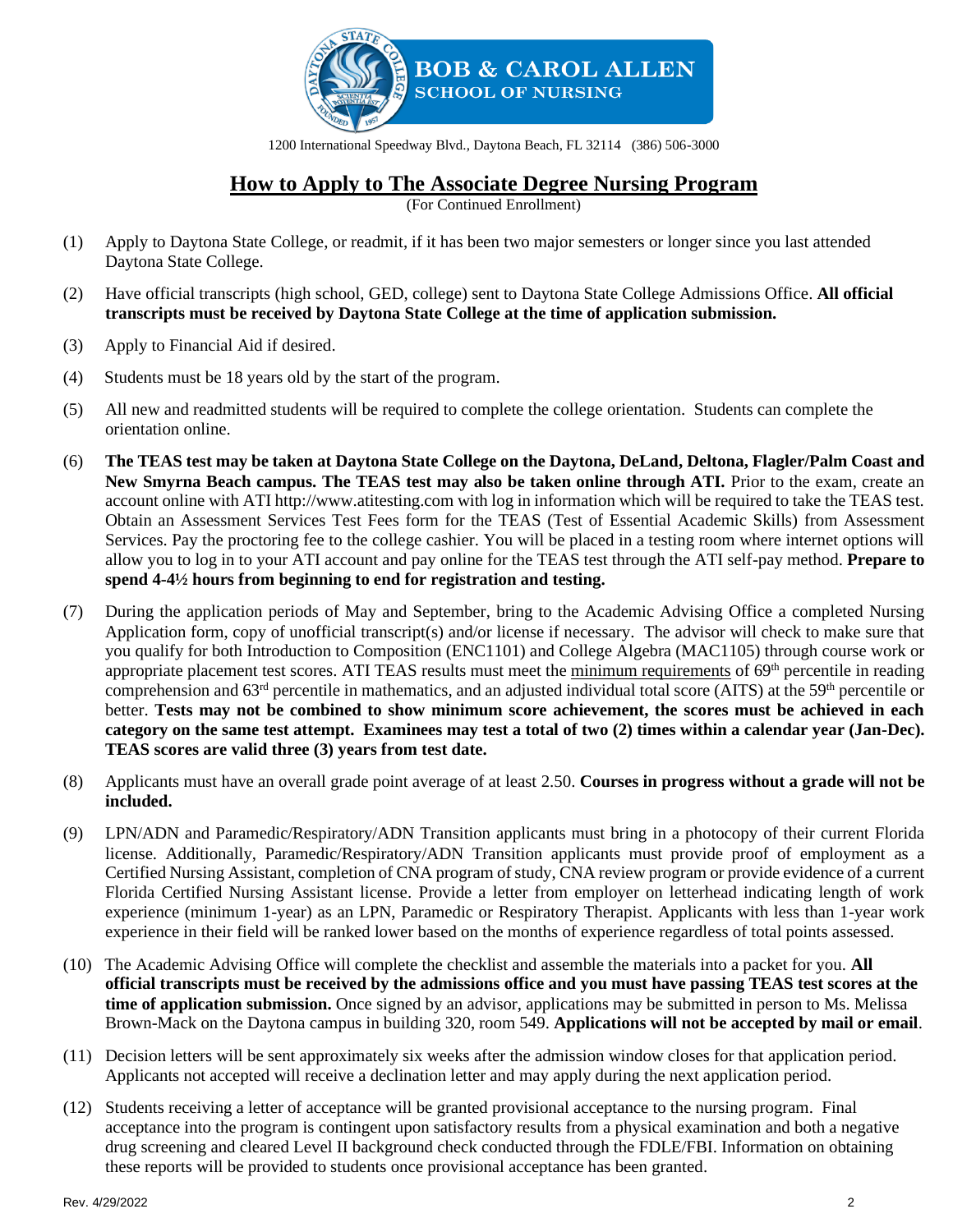BOB & CAROL ALLEN SCHOOL OF NURSING

1200 International Speedway Blvd., Daytona Beach, FL 32114 (386) 506-3000

# How to Apply to The Associate Degree Nursing Program

(For Continued Enrollment)

(1) Apply to Daytona State College, or readmit, if it has been two major semesters or longer since you last attended Daytona State College.

(2) Have official transcripts (high school, GED, college) sent to Daytona State College Admissions Office. **All official transcripts must be received by Daytona State College at the time of application submission.**

(3) Apply to Financial Aid if desired.

(4) Students must be 18 years old by the start of the program.

(5) All new and readmitted students will be required to complete the college orientation. Students can complete the orientation online.

(6) **The TEAS test may be taken at Daytona State College on the Daytona, DeLand, Deltona, Flagler/Palm Coast and New Smyrna Beach campus. The TEAS test may also be taken online through ATI.** Prior to the exam, create an account online with ATI http://www.atitesting.com with log in information which will be required to take the TEAS test. Obtain an Assessment Services Test Fees form for the TEAS (Test of Essential Academic Skills) from Assessment Services. Pay the proctoring fee to the college cashier. You will be placed in a testing room where internet options will allow you to log in to your ATI account and pay online for the TEAS test through the ATI self-pay method. **Prepare to spend 4-4½ hours from beginning to end for registration and testing.**

(7) During the application periods of May and September, bring to the Academic Advising Office a completed Nursing Application form, copy of unofficial transcript(s) and/or license if necessary. The advisor will check to make sure that you qualify for both Introduction to Composition (ENC1101) and College Algebra (MAC1105) through course work or appropriate placement test scores. ATI TEAS results must meet the minimum requirements of 69th percentile in reading comprehension and 63rd percentile in mathematics, and an adjusted individual total score (AITS) at the 59th percentile or better. **Tests may not be combined to show minimum score achievement, the scores must be achieved in each category on the same test attempt. Examinees may test a total of two (2) times within a calendar year (Jan-Dec). TEAS scores are valid three (3) years from test date.**

(8) Applicants must have an overall grade point average of at least 2.50. **Courses in progress without a grade will not be included.**

(9) LPN/ADN and Paramedic/Respiratory/ADN Transition applicants must bring in a photocopy of their current Florida license. Additionally, Paramedic/Respiratory/ADN Transition applicants must provide proof of employment as a Certified Nursing Assistant, completion of CNA program of study, CNA review program or provide evidence of a current Florida Certified Nursing Assistant license. Provide a letter from employer on letterhead indicating length of work experience (minimum 1-year) as an LPN, Paramedic or Respiratory Therapist. Applicants with less than 1-year work experience in their field will be ranked lower based on the months of experience regardless of total points assessed.

(10) The Academic Advising Office will complete the checklist and assemble the materials into a packet for you. **All official transcripts must be received by the admissions office and you must have passing TEAS test scores at the time of application submission.** Once signed by an advisor, applications may be submitted in person to Ms. Melissa Brown-Mack on the Daytona campus in building 320, room 549. **Applications will not be accepted by mail or email**.

(11) Decision letters will be sent approximately six weeks after the admission window closes for that application period. Applicants not accepted will receive a declination letter and may apply during the next application period.

(12) Students receiving a letter of acceptance will be granted provisional acceptance to the nursing program. Final acceptance into the program is contingent upon satisfactory results from a physical examination and both a negative drug screening and cleared Level II background check conducted through the FDLE/FBI. Information on obtaining these reports will be provided to students once provisional acceptance has been granted.

Rev. 4/29/2022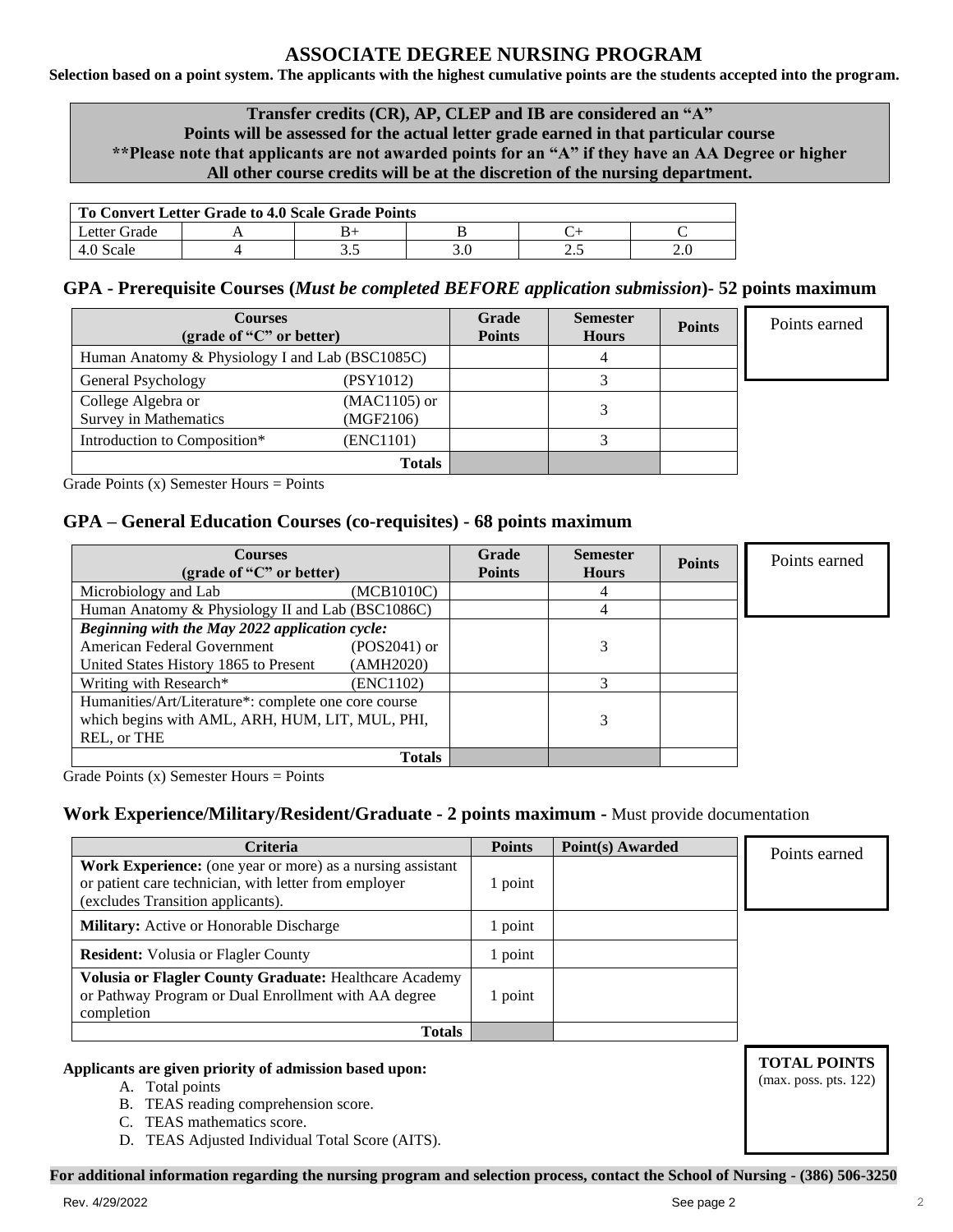# ASSOCIATE DEGREE NURSING PROGRAM

**Selection based on a point system. The applicants with the highest cumulative points are the students accepted into the program.**

**Transfer credits (CR), AP, CLEP and IB are considered an "A"**
**Points will be assessed for the actual letter grade earned in that particular course**
**\*\*Please note that applicants are not awarded points for an "A" if they have an AA Degree or higher**
**All other course credits will be at the discretion of the nursing department.**

| To Convert Letter Grade to 4.0 Scale Grade Points | | | | | |
|---|---|---|---|---|---|
| Letter Grade | A | B+ | B | C+ | C |
| 4.0 Scale | 4 | 3.5 | 3.0 | 2.5 | 2.0 |

## GPA - Prerequisite Courses (*Must be completed BEFORE application submission*)- 52 points maximum

| Courses (grade of "C" or better) | | Grade Points | Semester Hours | Points |
|---|---|---|---|---|
| Human Anatomy & Physiology I and Lab (BSC1085C) | | | 4 | |
| General Psychology | (PSY1012) | | 3 | |
| College Algebra or Survey in Mathematics | (MAC1105) or (MGF2106) | | 3 | |
| Introduction to Composition* | (ENC1101) | | 3 | |
| | **Totals** | | | |

Grade Points (x) Semester Hours = Points

Points earned

## GPA – General Education Courses (co-requisites) - 68 points maximum

| Courses (grade of "C" or better) | | Grade Points | Semester Hours | Points |
|---|---|---|---|---|
| Microbiology and Lab | (MCB1010C) | | 4 | |
| Human Anatomy & Physiology II and Lab (BSC1086C) | | | 4 | |
| ***Beginning with the May 2022 application cycle:*** American Federal Government or United States History 1865 to Present | (POS2041) or (AMH2020) | | 3 | |
| Writing with Research* | (ENC1102) | | 3 | |
| Humanities/Art/Literature*: complete one core course which begins with AML, ARH, HUM, LIT, MUL, PHI, REL, or THE | | | 3 | |
| | **Totals** | | | |

Grade Points (x) Semester Hours = Points

Points earned

## Work Experience/Military/Resident/Graduate - 2 points maximum - Must provide documentation

| Criteria | Points | Point(s) Awarded |
|---|---|---|
| **Work Experience:** (one year or more) as a nursing assistant or patient care technician, with letter from employer (excludes Transition applicants). | 1 point | |
| **Military:** Active or Honorable Discharge | 1 point | |
| **Resident:** Volusia or Flagler County | 1 point | |
| **Volusia or Flagler County Graduate:** Healthcare Academy or Pathway Program or Dual Enrollment with AA degree completion | 1 point | |
| **Totals** | | |

Points earned

**Applicants are given priority of admission based upon:**

A. Total points
B. TEAS reading comprehension score.
C. TEAS mathematics score.
D. TEAS Adjusted Individual Total Score (AITS).

**TOTAL POINTS** (max. poss. pts. 122)

**For additional information regarding the nursing program and selection process, contact the School of Nursing - (386) 506-3250**

Rev. 4/29/2022

See page 2